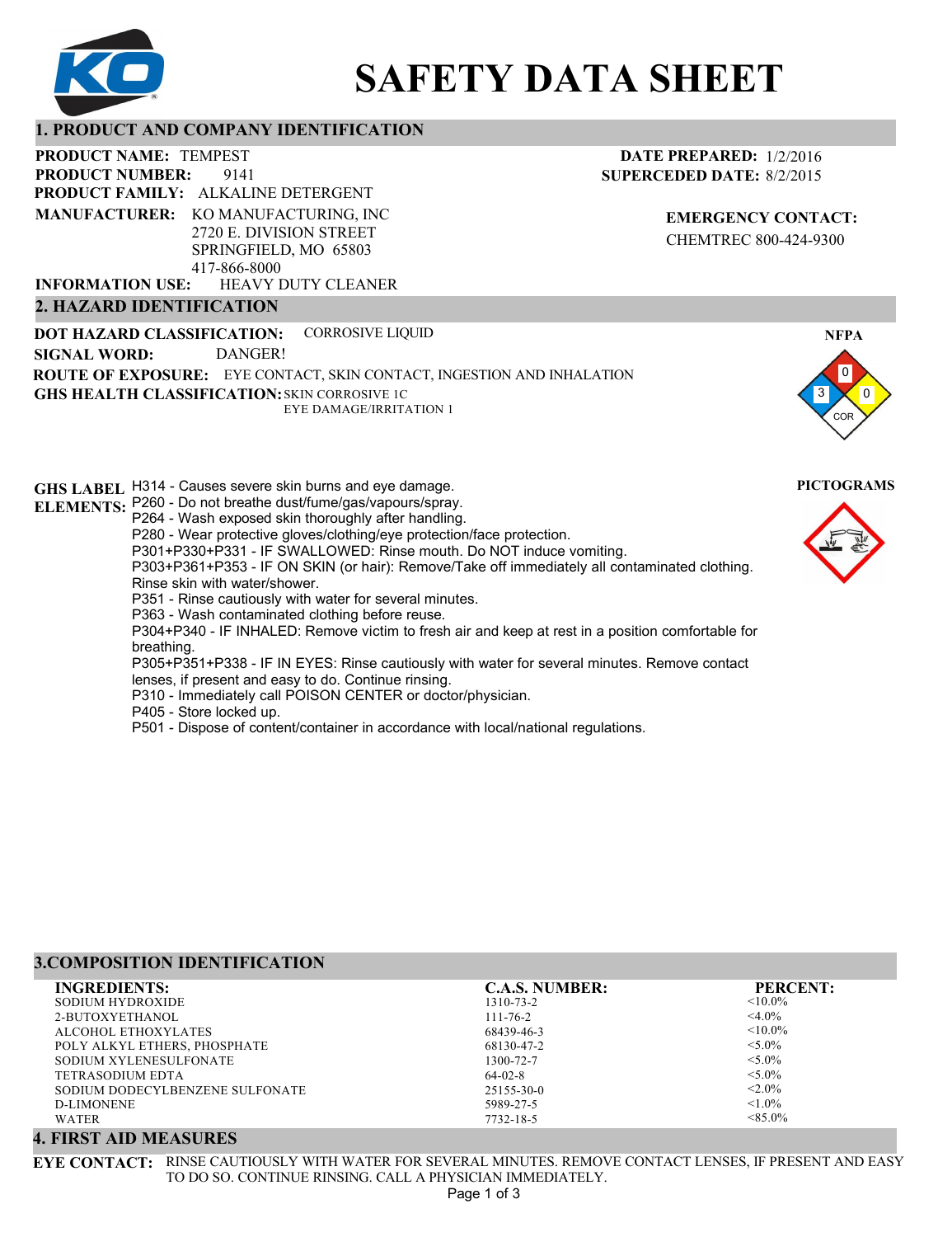# SAFETY DATA SHEET

## 1. PRODUCT AND COMPANY IDENTIFICATION

**PRODUCT NAME:** TEMPEST
**PRODUCT NUMBER:** 9141
**PRODUCT FAMILY:** ALKALINE DETERGENT
**MANUFACTURER:** KO MANUFACTURING, INC
2720 E. DIVISION STREET
SPRINGFIELD, MO 65803
417-866-8000
**INFORMATION USE:** HEAVY DUTY CLEANER

**DATE PREPARED:** 1/2/2016
**SUPERCEDED DATE:** 8/2/2015

**EMERGENCY CONTACT:**
CHEMTREC 800-424-9300

## 2. HAZARD IDENTIFICATION

**DOT HAZARD CLASSIFICATION:** CORROSIVE LIQUID
**SIGNAL WORD:** DANGER!
**ROUTE OF EXPOSURE:** EYE CONTACT, SKIN CONTACT, INGESTION AND INHALATION
**GHS HEALTH CLASSIFICATION:** SKIN CORROSIVE 1C
EYE DAMAGE/IRRITATION 1

**NFPA**
Health: 3
Flammability: 0
Reactivity: 0
Special: COR

**PICTOGRAMS**

**GHS LABEL ELEMENTS:**
H314 - Causes severe skin burns and eye damage.
P260 - Do not breathe dust/fume/gas/vapours/spray.
P264 - Wash exposed skin thoroughly after handling.
P280 - Wear protective gloves/clothing/eye protection/face protection.
P301+P330+P331 - IF SWALLOWED: Rinse mouth. Do NOT induce vomiting.
P303+P361+P353 - IF ON SKIN (or hair): Remove/Take off immediately all contaminated clothing. Rinse skin with water/shower.
P351 - Rinse cautiously with water for several minutes.
P363 - Wash contaminated clothing before reuse.
P304+P340 - IF INHALED: Remove victim to fresh air and keep at rest in a position comfortable for breathing.
P305+P351+P338 - IF IN EYES: Rinse cautiously with water for several minutes. Remove contact lenses, if present and easy to do. Continue rinsing.
P310 - Immediately call POISON CENTER or doctor/physician.
P405 - Store locked up.
P501 - Dispose of content/container in accordance with local/national regulations.

## 3.COMPOSITION IDENTIFICATION

| INGREDIENTS: | C.A.S. NUMBER: | PERCENT: |
| --- | --- | --- |
| SODIUM HYDROXIDE | 1310-73-2 | <10.0% |
| 2-BUTOXYETHANOL | 111-76-2 | <4.0% |
| ALCOHOL ETHOXYLATES | 68439-46-3 | <10.0% |
| POLY ALKYL ETHERS, PHOSPHATE | 68130-47-2 | <5.0% |
| SODIUM XYLENESULFONATE | 1300-72-7 | <5.0% |
| TETRASODIUM EDTA | 64-02-8 | <5.0% |
| SODIUM DODECYLBENZENE SULFONATE | 25155-30-0 | <2.0% |
| D-LIMONENE | 5989-27-5 | <1.0% |
| WATER | 7732-18-5 | <85.0% |

## 4. FIRST AID MEASURES

**EYE CONTACT:** RINSE CAUTIOUSLY WITH WATER FOR SEVERAL MINUTES. REMOVE CONTACT LENSES, IF PRESENT AND EASY TO DO SO. CONTINUE RINSING. CALL A PHYSICIAN IMMEDIATELY.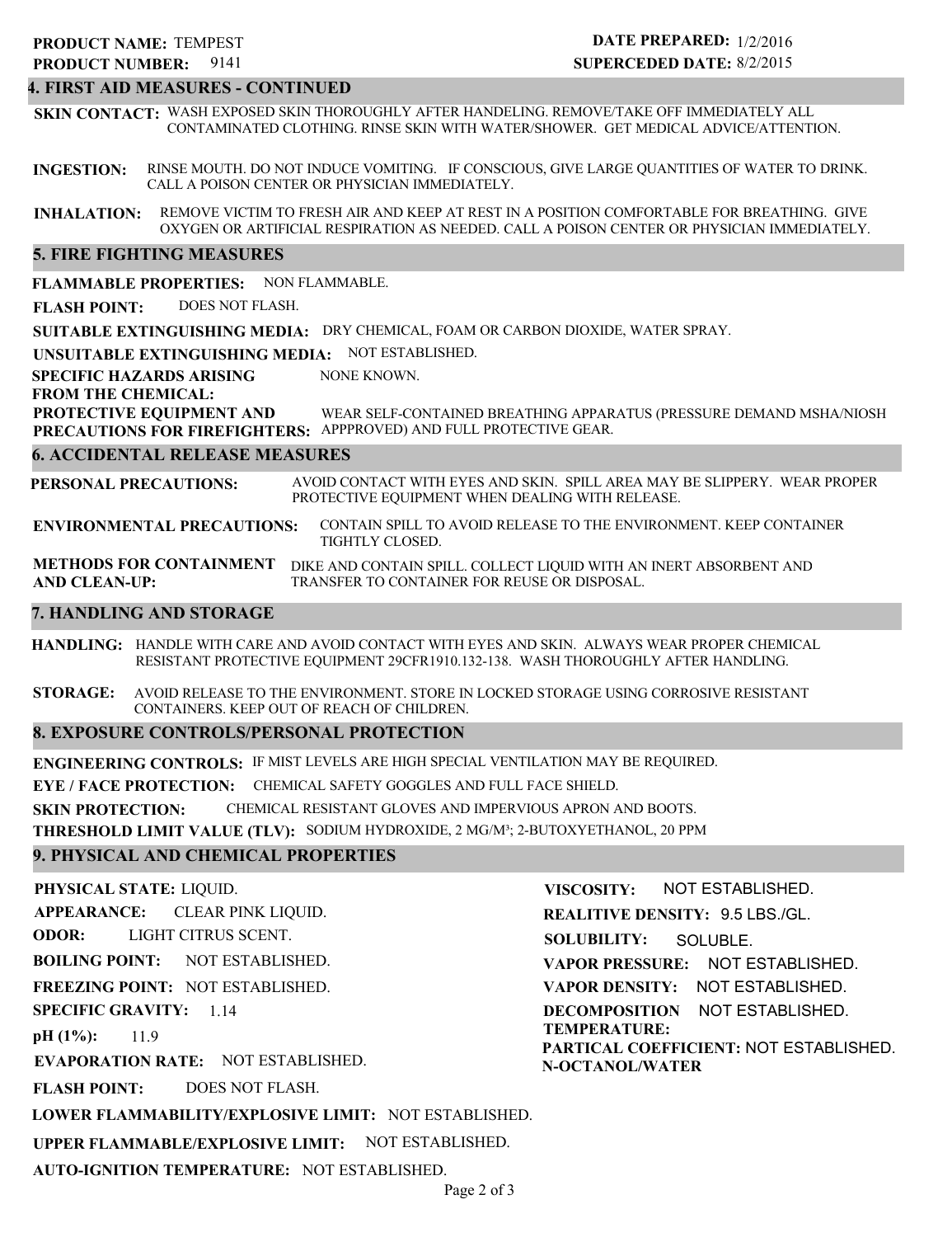**PRODUCT NAME:** TEMPEST
**PRODUCT NUMBER:** 9141

**DATE PREPARED:** 1/2/2016
**SUPERCEDED DATE:** 8/2/2015

## 4. FIRST AID MEASURES - CONTINUED

**SKIN CONTACT:** WASH EXPOSED SKIN THOROUGHLY AFTER HANDELING. REMOVE/TAKE OFF IMMEDIATELY ALL CONTAMINATED CLOTHING. RINSE SKIN WITH WATER/SHOWER. GET MEDICAL ADVICE/ATTENTION.

**INGESTION:** RINSE MOUTH. DO NOT INDUCE VOMITING. IF CONSCIOUS, GIVE LARGE QUANTITIES OF WATER TO DRINK. CALL A POISON CENTER OR PHYSICIAN IMMEDIATELY.

**INHALATION:** REMOVE VICTIM TO FRESH AIR AND KEEP AT REST IN A POSITION COMFORTABLE FOR BREATHING. GIVE OXYGEN OR ARTIFICIAL RESPIRATION AS NEEDED. CALL A POISON CENTER OR PHYSICIAN IMMEDIATELY.

## 5. FIRE FIGHTING MEASURES

**FLAMMABLE PROPERTIES:** NON FLAMMABLE.

**FLASH POINT:** DOES NOT FLASH.

**SUITABLE EXTINGUISHING MEDIA:** DRY CHEMICAL, FOAM OR CARBON DIOXIDE, WATER SPRAY.

**UNSUITABLE EXTINGUISHING MEDIA:** NOT ESTABLISHED.

**SPECIFIC HAZARDS ARISING FROM THE CHEMICAL:** NONE KNOWN.

**PROTECTIVE EQUIPMENT AND PRECAUTIONS FOR FIREFIGHTERS:** WEAR SELF-CONTAINED BREATHING APPARATUS (PRESSURE DEMAND MSHA/NIOSH APPPROVED) AND FULL PROTECTIVE GEAR.

## 6. ACCIDENTAL RELEASE MEASURES

**PERSONAL PRECAUTIONS:** AVOID CONTACT WITH EYES AND SKIN. SPILL AREA MAY BE SLIPPERY. WEAR PROPER PROTECTIVE EQUIPMENT WHEN DEALING WITH RELEASE.

**ENVIRONMENTAL PRECAUTIONS:** CONTAIN SPILL TO AVOID RELEASE TO THE ENVIRONMENT. KEEP CONTAINER TIGHTLY CLOSED.

**METHODS FOR CONTAINMENT AND CLEAN-UP:** DIKE AND CONTAIN SPILL. COLLECT LIQUID WITH AN INERT ABSORBENT AND TRANSFER TO CONTAINER FOR REUSE OR DISPOSAL.

## 7. HANDLING AND STORAGE

**HANDLING:** HANDLE WITH CARE AND AVOID CONTACT WITH EYES AND SKIN. ALWAYS WEAR PROPER CHEMICAL RESISTANT PROTECTIVE EQUIPMENT 29CFR1910.132-138. WASH THOROUGHLY AFTER HANDLING.

**STORAGE:** AVOID RELEASE TO THE ENVIRONMENT. STORE IN LOCKED STORAGE USING CORROSIVE RESISTANT CONTAINERS. KEEP OUT OF REACH OF CHILDREN.

## 8. EXPOSURE CONTROLS/PERSONAL PROTECTION

**ENGINEERING CONTROLS:** IF MIST LEVELS ARE HIGH SPECIAL VENTILATION MAY BE REQUIRED.

**EYE / FACE PROTECTION:** CHEMICAL SAFETY GOGGLES AND FULL FACE SHIELD.

**SKIN PROTECTION:** CHEMICAL RESISTANT GLOVES AND IMPERVIOUS APRON AND BOOTS.

**THRESHOLD LIMIT VALUE (TLV):** SODIUM HYDROXIDE, 2 $MG/M^3$; 2-BUTOXYETHANOL, 20 PPM

## 9. PHYSICAL AND CHEMICAL PROPERTIES

**PHYSICAL STATE:** LIQUID.

**APPEARANCE:** CLEAR PINK LIQUID.

**ODOR:** LIGHT CITRUS SCENT.

**BOILING POINT:** NOT ESTABLISHED.

**FREEZING POINT:** NOT ESTABLISHED.

**SPECIFIC GRAVITY:** 1.14

**pH (1%):** 11.9

**EVAPORATION RATE:** NOT ESTABLISHED.

**FLASH POINT:** DOES NOT FLASH.

**LOWER FLAMMABILITY/EXPLOSIVE LIMIT:** NOT ESTABLISHED.

**UPPER FLAMMABLE/EXPLOSIVE LIMIT:** NOT ESTABLISHED.

**AUTO-IGNITION TEMPERATURE:** NOT ESTABLISHED.

**VISCOSITY:** NOT ESTABLISHED.

**REALITIVE DENSITY:** 9.5 LBS./GL.

**SOLUBILITY:** SOLUBLE.

**VAPOR PRESSURE:** NOT ESTABLISHED.

**VAPOR DENSITY:** NOT ESTABLISHED.

**DECOMPOSITION TEMPERATURE:** NOT ESTABLISHED.

**PARTICAL COEFFICIENT: N-OCTANOL/WATER** NOT ESTABLISHED.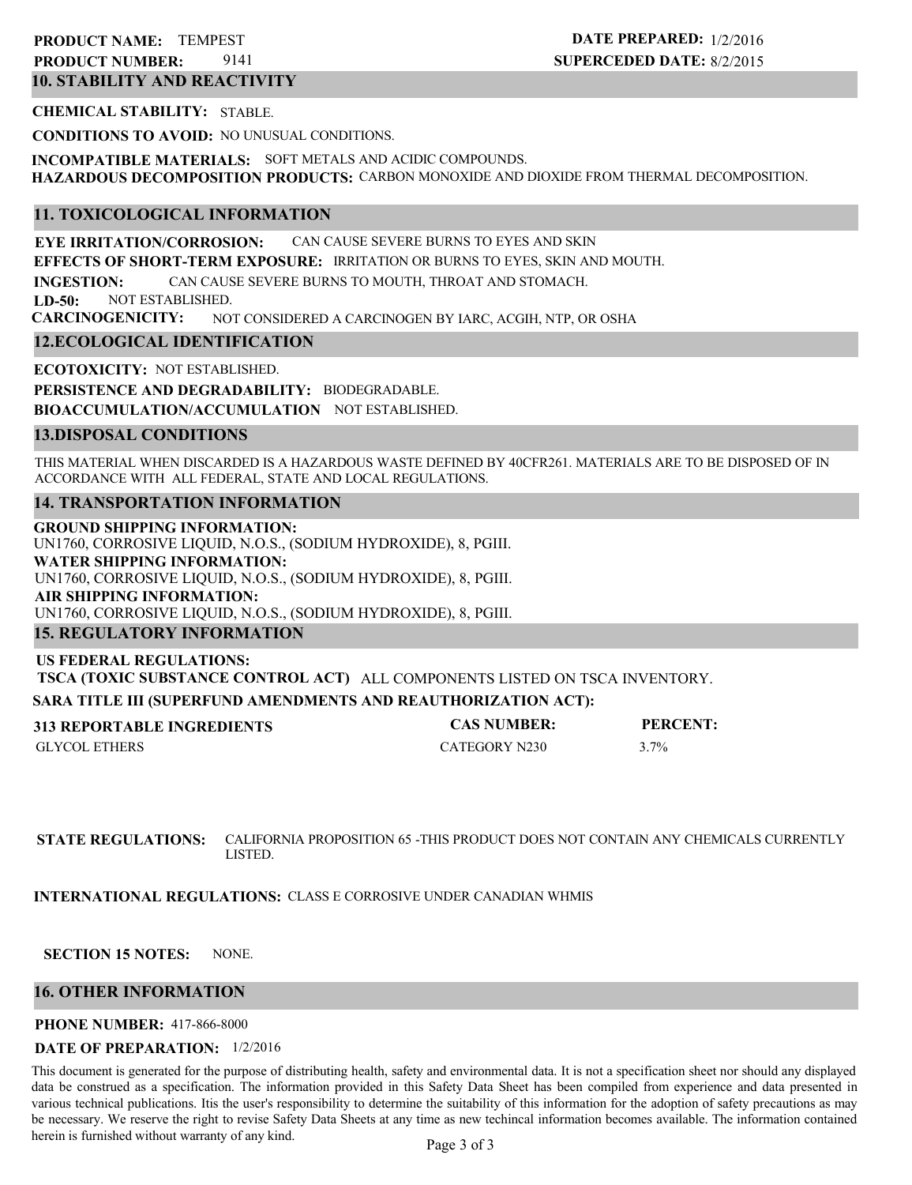**PRODUCT NAME:** TEMPEST
**PRODUCT NUMBER:** 9141

**DATE PREPARED:** 1/2/2016
**SUPERCEDED DATE:** 8/2/2015

## 10. STABILITY AND REACTIVITY

**CHEMICAL STABILITY:** STABLE.

**CONDITIONS TO AVOID:** NO UNUSUAL CONDITIONS.

**INCOMPATIBLE MATERIALS:** SOFT METALS AND ACIDIC COMPOUNDS.

**HAZARDOUS DECOMPOSITION PRODUCTS:** CARBON MONOXIDE AND DIOXIDE FROM THERMAL DECOMPOSITION.

## 11. TOXICOLOGICAL INFORMATION

**EYE IRRITATION/CORROSION:** CAN CAUSE SEVERE BURNS TO EYES AND SKIN

**EFFECTS OF SHORT-TERM EXPOSURE:** IRRITATION OR BURNS TO EYES, SKIN AND MOUTH.

**INGESTION:** CAN CAUSE SEVERE BURNS TO MOUTH, THROAT AND STOMACH.

**LD-50:** NOT ESTABLISHED.

**CARCINOGENICITY:** NOT CONSIDERED A CARCINOGEN BY IARC, ACGIH, NTP, OR OSHA

## 12.ECOLOGICAL IDENTIFICATION

**ECOTOXICITY:** NOT ESTABLISHED.

**PERSISTENCE AND DEGRADABILITY:** BIODEGRADABLE.

**BIOACCUMULATION/ACCUMULATION** NOT ESTABLISHED.

## 13.DISPOSAL CONDITIONS

THIS MATERIAL WHEN DISCARDED IS A HAZARDOUS WASTE DEFINED BY 40CFR261. MATERIALS ARE TO BE DISPOSED OF IN ACCORDANCE WITH ALL FEDERAL, STATE AND LOCAL REGULATIONS.

## 14. TRANSPORTATION INFORMATION

**GROUND SHIPPING INFORMATION:**
UN1760, CORROSIVE LIQUID, N.O.S., (SODIUM HYDROXIDE), 8, PGIII.

**WATER SHIPPING INFORMATION:**
UN1760, CORROSIVE LIQUID, N.O.S., (SODIUM HYDROXIDE), 8, PGIII.

**AIR SHIPPING INFORMATION:**
UN1760, CORROSIVE LIQUID, N.O.S., (SODIUM HYDROXIDE), 8, PGIII.

## 15. REGULATORY INFORMATION

**US FEDERAL REGULATIONS:**

**TSCA (TOXIC SUBSTANCE CONTROL ACT)** ALL COMPONENTS LISTED ON TSCA INVENTORY.

**SARA TITLE III (SUPERFUND AMENDMENTS AND REAUTHORIZATION ACT):**

| 313 REPORTABLE INGREDIENTS | CAS NUMBER: | PERCENT: |
|---|---|---|
| GLYCOL ETHERS | CATEGORY N230 | 3.7% |

**STATE REGULATIONS:** CALIFORNIA PROPOSITION 65 -THIS PRODUCT DOES NOT CONTAIN ANY CHEMICALS CURRENTLY LISTED.

**INTERNATIONAL REGULATIONS:** CLASS E CORROSIVE UNDER CANADIAN WHMIS

**SECTION 15 NOTES:** NONE.

## 16. OTHER INFORMATION

**PHONE NUMBER:** 417-866-8000

**DATE OF PREPARATION:** 1/2/2016

This document is generated for the purpose of distributing health, safety and environmental data. It is not a specification sheet nor should any displayed data be construed as a specification. The information provided in this Safety Data Sheet has been compiled from experience and data presented in various technical publications. Itis the user's responsibility to determine the suitability of this information for the adoption of safety precautions as may be necessary. We reserve the right to revise Safety Data Sheets at any time as new techincal information becomes available. The information contained herein is furnished without warranty of any kind.